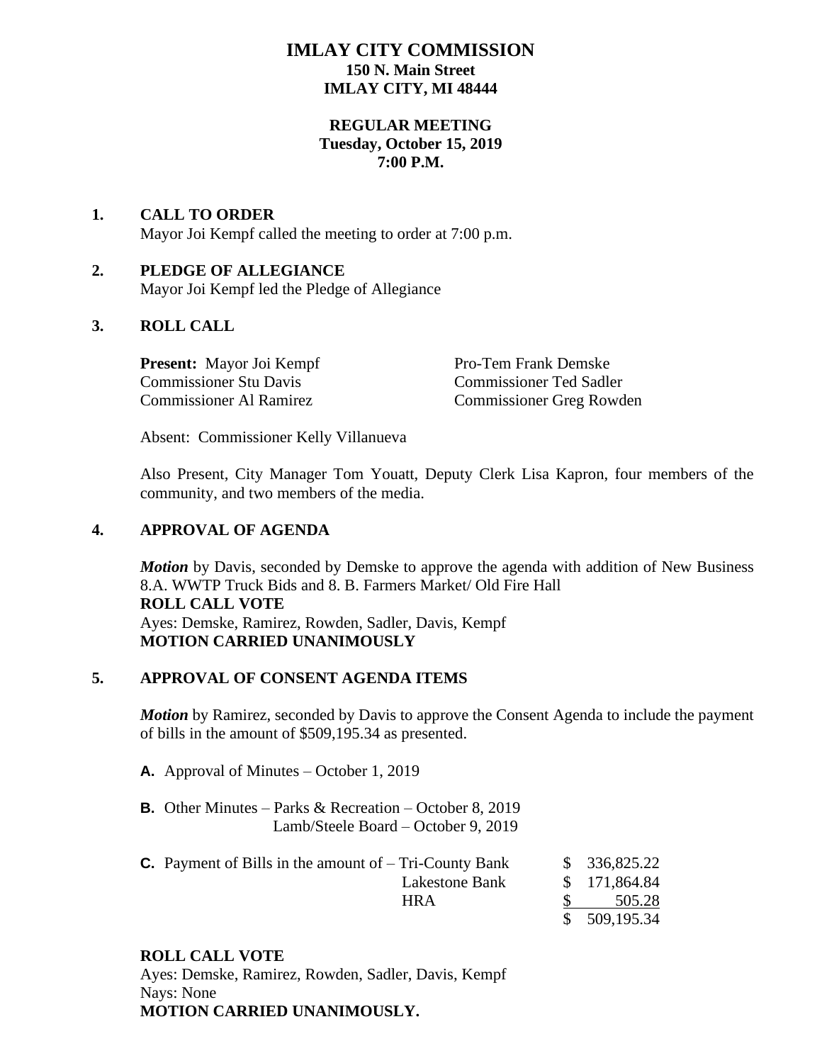# IMLAY CITY COMMISSION
**150 N. Main Street**
**IMLAY CITY, MI 48444**

**REGULAR MEETING**
**Tuesday, October 15, 2019**
**7:00 P.M.**

## 1. CALL TO ORDER

Mayor Joi Kempf called the meeting to order at 7:00 p.m.

## 2. PLEDGE OF ALLEGIANCE

Mayor Joi Kempf led the Pledge of Allegiance

## 3. ROLL CALL

**Present:** Mayor Joi Kempf
Pro-Tem Frank Demske
Commissioner Stu Davis
Commissioner Ted Sadler
Commissioner Al Ramirez
Commissioner Greg Rowden

Absent: Commissioner Kelly Villanueva

Also Present, City Manager Tom Youatt, Deputy Clerk Lisa Kapron, four members of the community, and two members of the media.

## 4. APPROVAL OF AGENDA

***Motion*** by Davis, seconded by Demske to approve the agenda with addition of New Business 8.A. WWTP Truck Bids and 8. B. Farmers Market/ Old Fire Hall

**ROLL CALL VOTE**

Ayes: Demske, Ramirez, Rowden, Sadler, Davis, Kempf

**MOTION CARRIED UNANIMOUSLY**

## 5. APPROVAL OF CONSENT AGENDA ITEMS

***Motion*** by Ramirez, seconded by Davis to approve the Consent Agenda to include the payment of bills in the amount of $509,195.34 as presented.

**A.** Approval of Minutes – October 1, 2019

**B.** Other Minutes – Parks & Recreation – October 8, 2019
Lamb/Steele Board – October 9, 2019

**C.** Payment of Bills in the amount of –

| | |
|---|---|
| Tri-County Bank | $ 336,825.22 |
| Lakestone Bank | $ 171,864.84 |
| HRA | $ 505.28 |
| | $ 509,195.34 |

**ROLL CALL VOTE**

Ayes: Demske, Ramirez, Rowden, Sadler, Davis, Kempf

Nays: None

**MOTION CARRIED UNANIMOUSLY.**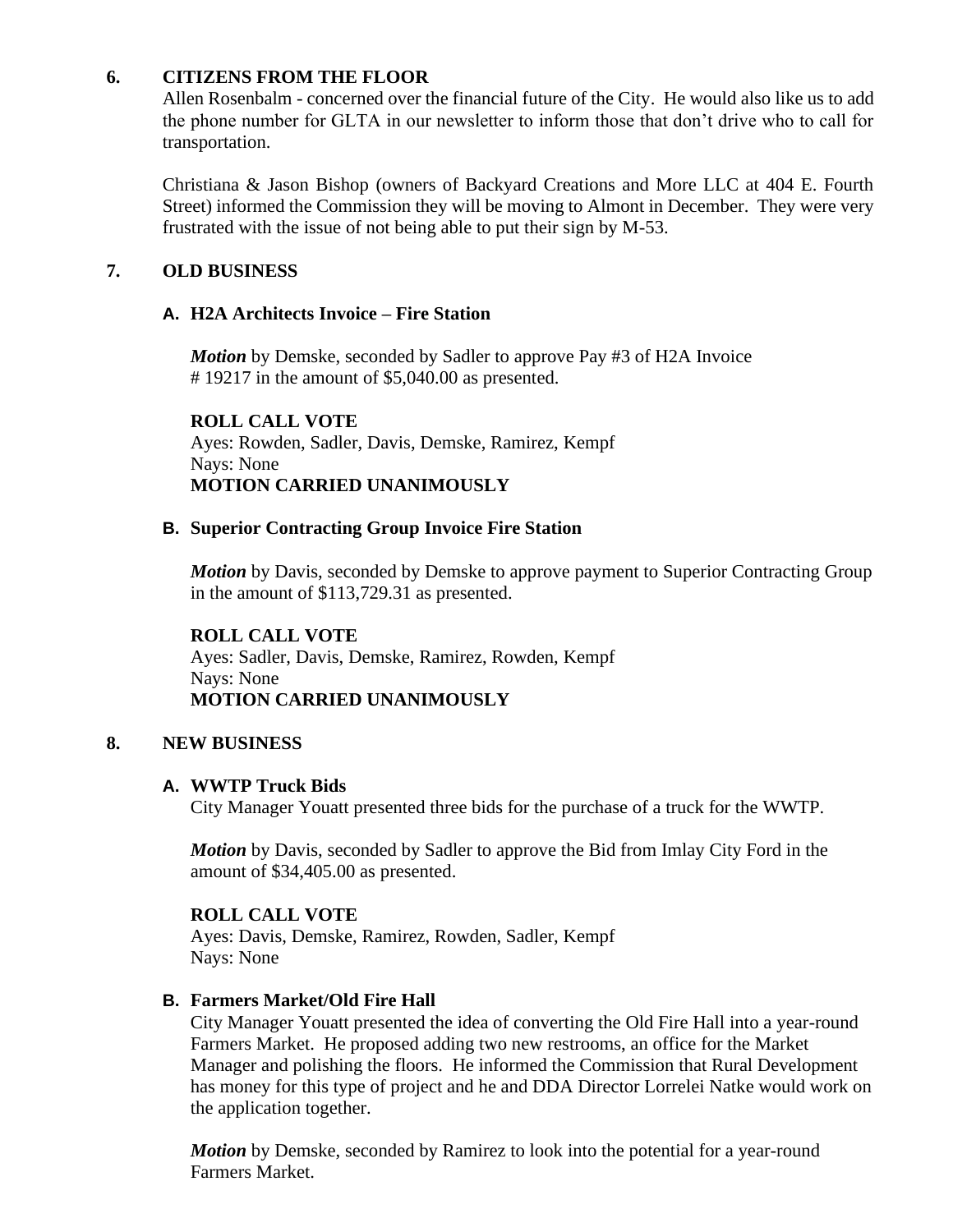## 6. CITIZENS FROM THE FLOOR

Allen Rosenbalm - concerned over the financial future of the City. He would also like us to add the phone number for GLTA in our newsletter to inform those that don't drive who to call for transportation.

Christiana & Jason Bishop (owners of Backyard Creations and More LLC at 404 E. Fourth Street) informed the Commission they will be moving to Almont in December. They were very frustrated with the issue of not being able to put their sign by M-53.

## 7. OLD BUSINESS

### A. H2A Architects Invoice – Fire Station

***Motion*** by Demske, seconded by Sadler to approve Pay #3 of H2A Invoice # 19217 in the amount of $5,040.00 as presented.

**ROLL CALL VOTE**
Ayes: Rowden, Sadler, Davis, Demske, Ramirez, Kempf
Nays: None
**MOTION CARRIED UNANIMOUSLY**

### B. Superior Contracting Group Invoice Fire Station

***Motion*** by Davis, seconded by Demske to approve payment to Superior Contracting Group in the amount of $113,729.31 as presented.

**ROLL CALL VOTE**
Ayes: Sadler, Davis, Demske, Ramirez, Rowden, Kempf
Nays: None
**MOTION CARRIED UNANIMOUSLY**

## 8. NEW BUSINESS

### A. WWTP Truck Bids

City Manager Youatt presented three bids for the purchase of a truck for the WWTP.

***Motion*** by Davis, seconded by Sadler to approve the Bid from Imlay City Ford in the amount of $34,405.00 as presented.

**ROLL CALL VOTE**
Ayes: Davis, Demske, Ramirez, Rowden, Sadler, Kempf
Nays: None

### B. Farmers Market/Old Fire Hall

City Manager Youatt presented the idea of converting the Old Fire Hall into a year-round Farmers Market. He proposed adding two new restrooms, an office for the Market Manager and polishing the floors. He informed the Commission that Rural Development has money for this type of project and he and DDA Director Lorrelei Natke would work on the application together.

***Motion*** by Demske, seconded by Ramirez to look into the potential for a year-round Farmers Market.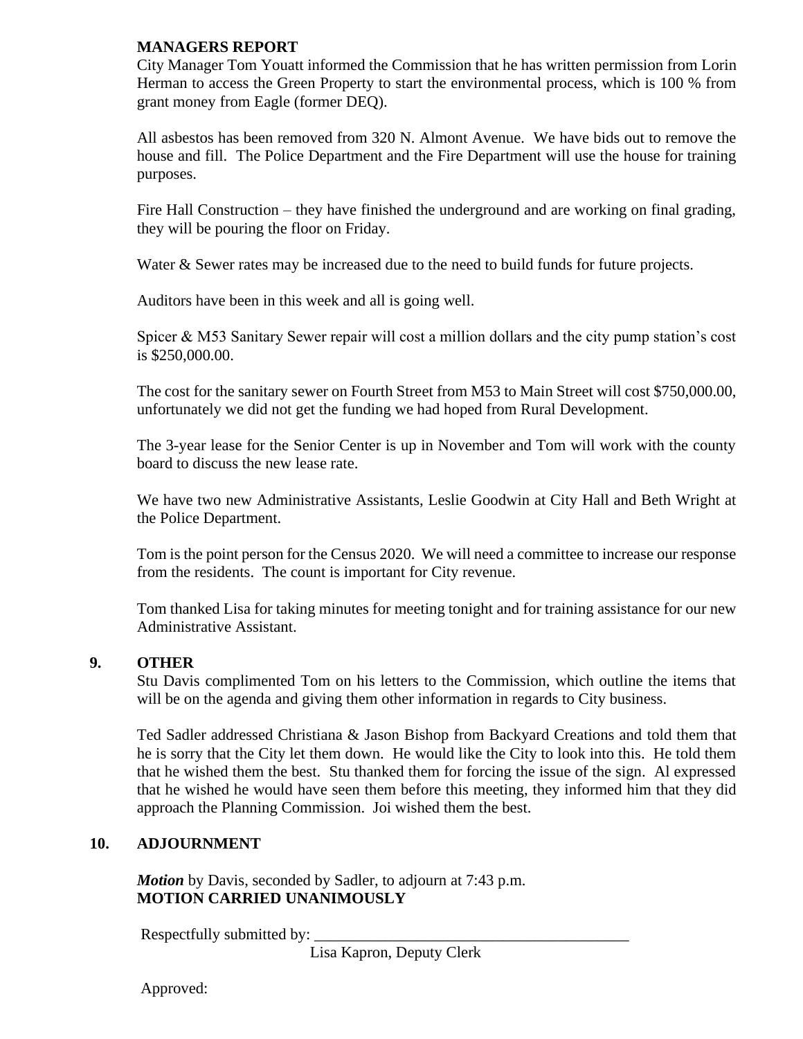**MANAGERS REPORT**

City Manager Tom Youatt informed the Commission that he has written permission from Lorin Herman to access the Green Property to start the environmental process, which is 100 % from grant money from Eagle (former DEQ).

All asbestos has been removed from 320 N. Almont Avenue. We have bids out to remove the house and fill. The Police Department and the Fire Department will use the house for training purposes.

Fire Hall Construction – they have finished the underground and are working on final grading, they will be pouring the floor on Friday.

Water & Sewer rates may be increased due to the need to build funds for future projects.

Auditors have been in this week and all is going well.

Spicer & M53 Sanitary Sewer repair will cost a million dollars and the city pump station's cost is $250,000.00.

The cost for the sanitary sewer on Fourth Street from M53 to Main Street will cost $750,000.00, unfortunately we did not get the funding we had hoped from Rural Development.

The 3-year lease for the Senior Center is up in November and Tom will work with the county board to discuss the new lease rate.

We have two new Administrative Assistants, Leslie Goodwin at City Hall and Beth Wright at the Police Department.

Tom is the point person for the Census 2020. We will need a committee to increase our response from the residents. The count is important for City revenue.

Tom thanked Lisa for taking minutes for meeting tonight and for training assistance for our new Administrative Assistant.

**9. OTHER**

Stu Davis complimented Tom on his letters to the Commission, which outline the items that will be on the agenda and giving them other information in regards to City business.

Ted Sadler addressed Christiana & Jason Bishop from Backyard Creations and told them that he is sorry that the City let them down. He would like the City to look into this. He told them that he wished them the best. Stu thanked them for forcing the issue of the sign. Al expressed that he wished he would have seen them before this meeting, they informed him that they did approach the Planning Commission. Joi wished them the best.

**10. ADJOURNMENT**

***Motion*** by Davis, seconded by Sadler, to adjourn at 7:43 p.m.
**MOTION CARRIED UNANIMOUSLY**

Respectfully submitted by: ________________________________________
Lisa Kapron, Deputy Clerk

Approved: